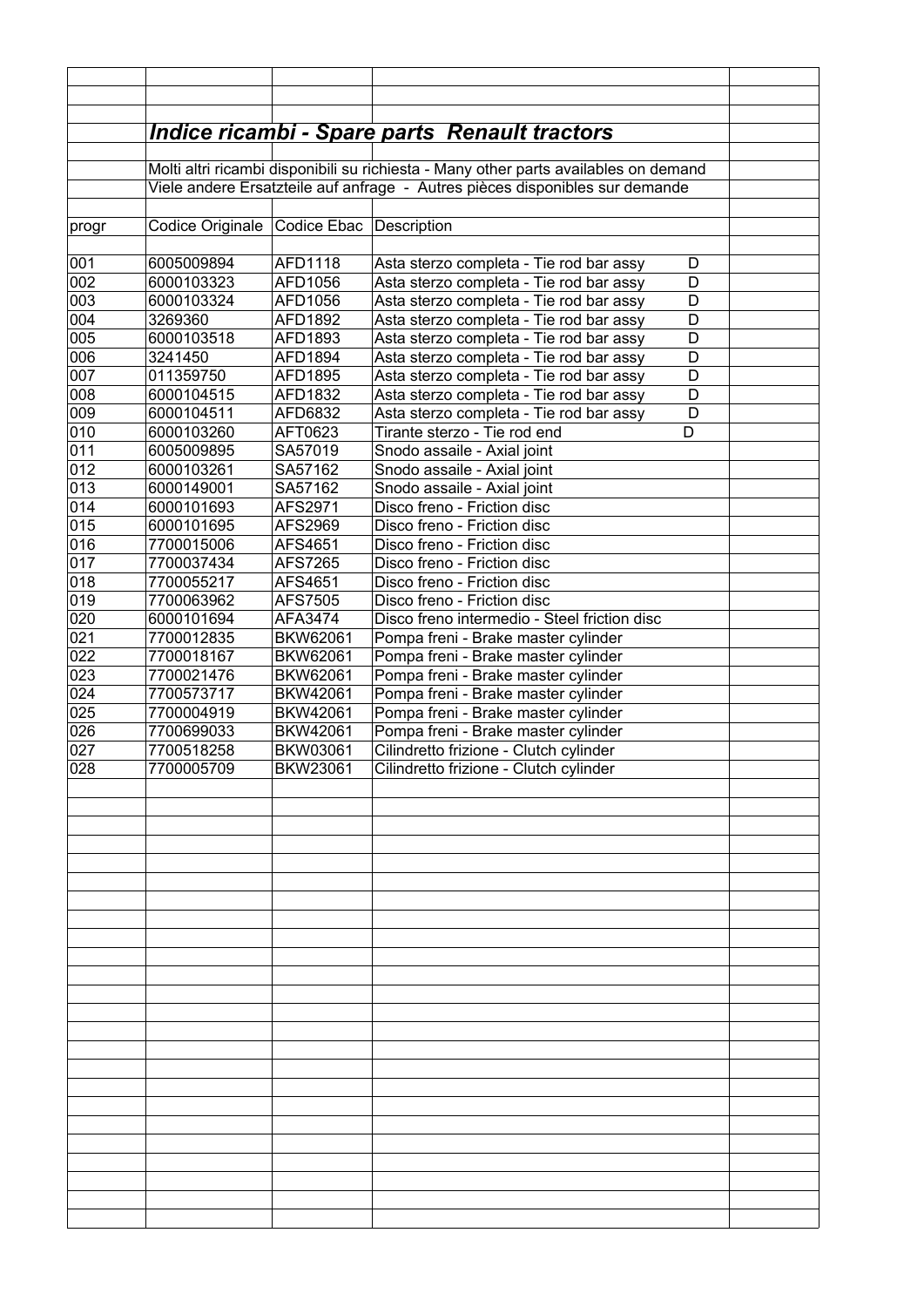## *Indice ricambi - Spare parts Renault tractors*

Molti altri ricambi disponibili su richiesta - Many other parts availables on demand

Viele andere Ersatzteile auf anfrage - Autres pièces disponibles sur demande

| progr | Codice Originale | Codice Ebac | Description |
|---|---|---|---|
| 001 | 6005009894 | AFD1118 | Asta sterzo completa - Tie rod bar assy D |
| 002 | 6000103323 | AFD1056 | Asta sterzo completa - Tie rod bar assy D |
| 003 | 6000103324 | AFD1056 | Asta sterzo completa - Tie rod bar assy D |
| 004 | 3269360 | AFD1892 | Asta sterzo completa - Tie rod bar assy D |
| 005 | 6000103518 | AFD1893 | Asta sterzo completa - Tie rod bar assy D |
| 006 | 3241450 | AFD1894 | Asta sterzo completa - Tie rod bar assy D |
| 007 | 011359750 | AFD1895 | Asta sterzo completa - Tie rod bar assy D |
| 008 | 6000104515 | AFD1832 | Asta sterzo completa - Tie rod bar assy D |
| 009 | 6000104511 | AFD6832 | Asta sterzo completa - Tie rod bar assy D |
| 010 | 6000103260 | AFT0623 | Tirante sterzo - Tie rod end D |
| 011 | 6005009895 | SA57019 | Snodo assaile - Axial joint |
| 012 | 6000103261 | SA57162 | Snodo assaile - Axial joint |
| 013 | 6000149001 | SA57162 | Snodo assaile - Axial joint |
| 014 | 6000101693 | AFS2971 | Disco freno - Friction disc |
| 015 | 6000101695 | AFS2969 | Disco freno - Friction disc |
| 016 | 7700015006 | AFS4651 | Disco freno - Friction disc |
| 017 | 7700037434 | AFS7265 | Disco freno - Friction disc |
| 018 | 7700055217 | AFS4651 | Disco freno - Friction disc |
| 019 | 7700063962 | AFS7505 | Disco freno - Friction disc |
| 020 | 6000101694 | AFA3474 | Disco freno intermedio - Steel friction disc |
| 021 | 7700012835 | BKW62061 | Pompa freni - Brake master cylinder |
| 022 | 7700018167 | BKW62061 | Pompa freni - Brake master cylinder |
| 023 | 7700021476 | BKW62061 | Pompa freni - Brake master cylinder |
| 024 | 7700573717 | BKW42061 | Pompa freni - Brake master cylinder |
| 025 | 7700004919 | BKW42061 | Pompa freni - Brake master cylinder |
| 026 | 7700699033 | BKW42061 | Pompa freni - Brake master cylinder |
| 027 | 7700518258 | BKW03061 | Cilindretto frizione - Clutch cylinder |
| 028 | 7700005709 | BKW23061 | Cilindretto frizione - Clutch cylinder |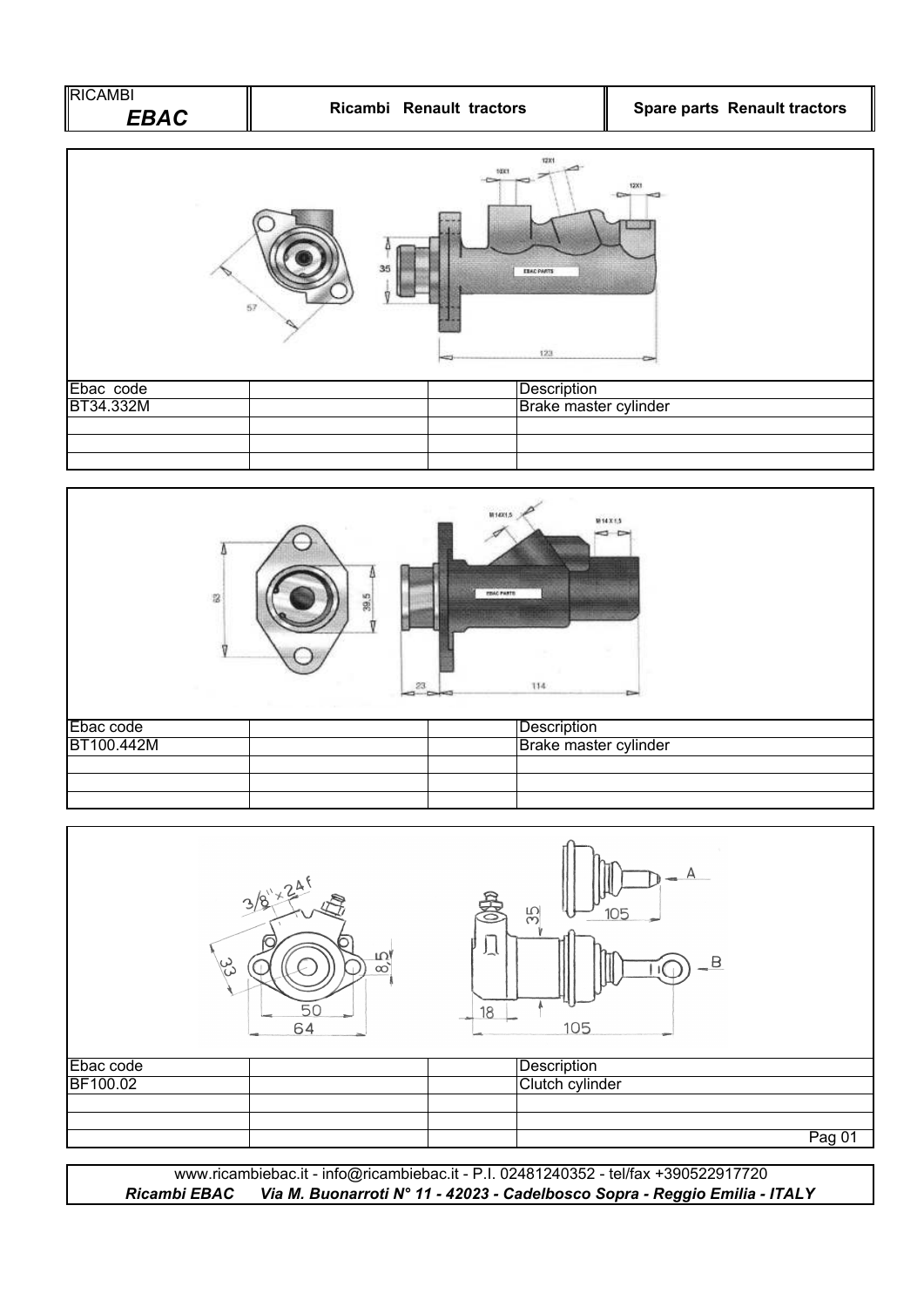| RICAMBI *EBAC* | Ricambi Renault tractors | Spare parts Renault tractors |
|---|---|---|

10X1
12X1
12X1
35
57
EBAC PARTS
123

| Ebac code | | | Description |
|---|---|---|---|
| BT34.332M | | | Brake master cylinder |
| | | | |
| | | | |
| | | | |

M14X1,5
M 14 X 1,5
63
39,5
EBAC PARTS
23
114

| Ebac code | | | Description |
|---|---|---|---|
| BT100.442M | | | Brake master cylinder |
| | | | |
| | | | |
| | | | |

3/8" x 24f
33
8,5
50
64
35
105
A
B
18
105

| Ebac code | | | Description |
|---|---|---|---|
| BF100.02 | | | Clutch cylinder |
| | | | |
| | | | |
| | | | Pag 01 |

www.ricambiebac.it - info@ricambiebac.it - P.I. 02481240352 - tel/fax +390522917720
***Ricambi EBAC Via M. Buonarroti N° 11 - 42023 - Cadelbosco Sopra - Reggio Emilia - ITALY***